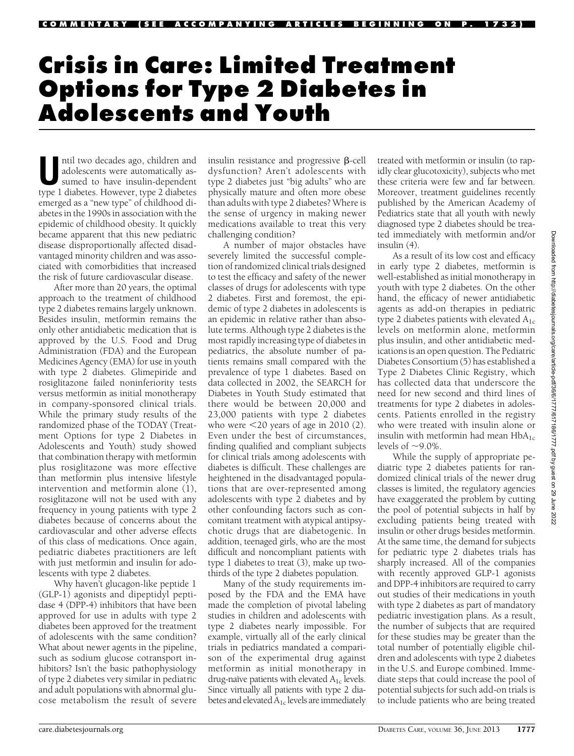COMMENTARY (SEE ACCOMPANYING ARTICLES BEGINNING ON P. 1732)

# Crisis in Care: Limited Treatment Options for Type 2 Diabetes in Adolescents and Youth

Until two decades ago, children and adolescents were automatically assumed to have insulin-dependent type 1 diabetes. However, type 2 diabetes emerged as a "new type" of childhood diabetes in the 1990s in association with the epidemic of childhood obesity. It quickly became apparent that this new pediatric disease disproportionally affected disadvantaged minority children and was associated with comorbidities that increased the risk of future cardiovascular disease.

After more than 20 years, the optimal approach to the treatment of childhood type 2 diabetes remains largely unknown. Besides insulin, metformin remains the only other antidiabetic medication that is approved by the U.S. Food and Drug Administration (FDA) and the European Medicines Agency (EMA) for use in youth with type 2 diabetes. Glimepiride and rosiglitazone failed noninferiority tests versus metformin as initial monotherapy in company-sponsored clinical trials. While the primary study results of the randomized phase of the TODAY (Treatment Options for type 2 Diabetes in Adolescents and Youth) study showed that combination therapy with metformin plus rosiglitazone was more effective than metformin plus intensive lifestyle intervention and metformin alone (1), rosiglitazone will not be used with any frequency in young patients with type 2 diabetes because of concerns about the cardiovascular and other adverse effects of this class of medications. Once again, pediatric diabetes practitioners are left with just metformin and insulin for adolescents with type 2 diabetes.

Why haven't glucagon-like peptide 1 (GLP-1) agonists and dipeptidyl peptidase 4 (DPP-4) inhibitors that have been approved for use in adults with type 2 diabetes been approved for the treatment of adolescents with the same condition? What about newer agents in the pipeline, such as sodium glucose cotransport inhibitors? Isn't the basic pathophysiology of type 2 diabetes very similar in pediatric and adult populations with abnormal glucose metabolism the result of severe insulin resistance and progressive β-cell dysfunction? Aren't adolescents with type 2 diabetes just "big adults" who are physically mature and often more obese than adults with type 2 diabetes? Where is the sense of urgency in making newer medications available to treat this very challenging condition?

A number of major obstacles have severely limited the successful completion of randomized clinical trials designed to test the efficacy and safety of the newer classes of drugs for adolescents with type 2 diabetes. First and foremost, the epidemic of type 2 diabetes in adolescents is an epidemic in relative rather than absolute terms. Although type 2 diabetes is the most rapidly increasing type of diabetes in pediatrics, the absolute number of patients remains small compared with the prevalence of type 1 diabetes. Based on data collected in 2002, the SEARCH for Diabetes in Youth Study estimated that there would be between 20,000 and 23,000 patients with type 2 diabetes who were <20 years of age in 2010 (2). Even under the best of circumstances, finding qualified and compliant subjects for clinical trials among adolescents with diabetes is difficult. These challenges are heightened in the disadvantaged populations that are over-represented among adolescents with type 2 diabetes and by other confounding factors such as concomitant treatment with atypical antipsychotic drugs that are diabetogenic. In addition, teenaged girls, who are the most difficult and noncompliant patients with type 1 diabetes to treat (3), make up two-thirds of the type 2 diabetes population.

Many of the study requirements imposed by the FDA and the EMA have made the completion of pivotal labeling studies in children and adolescents with type 2 diabetes nearly impossible. For example, virtually all of the early clinical trials in pediatrics mandated a comparison of the experimental drug against metformin as initial monotherapy in drug-naïve patients with elevated $A_{1c}$ levels. Since virtually all patients with type 2 diabetes and elevated $A_{1c}$ levels are immediately treated with metformin or insulin (to rapidly clear glucotoxicity), subjects who met these criteria were few and far between. Moreover, treatment guidelines recently published by the American Academy of Pediatrics state that all youth with newly diagnosed type 2 diabetes should be treated immediately with metformin and/or insulin (4).

As a result of its low cost and efficacy in early type 2 diabetes, metformin is well-established as initial monotherapy in youth with type 2 diabetes. On the other hand, the efficacy of newer antidiabetic agents as add-on therapies in pediatric type 2 diabetes patients with elevated $A_{1c}$ levels on metformin alone, metformin plus insulin, and other antidiabetic medications is an open question. The Pediatric Diabetes Consortium (5) has established a Type 2 Diabetes Clinic Registry, which has collected data that underscore the need for new second and third lines of treatments for type 2 diabetes in adolescents. Patients enrolled in the registry who were treated with insulin alone or insulin with metformin had mean $HbA_{1c}$ levels of ~9.0%.

While the supply of appropriate pediatric type 2 diabetes patients for randomized clinical trials of the newer drug classes is limited, the regulatory agencies have exaggerated the problem by cutting the pool of potential subjects in half by excluding patients being treated with insulin or other drugs besides metformin. At the same time, the demand for subjects for pediatric type 2 diabetes trials has sharply increased. All of the companies with recently approved GLP-1 agonists and DPP-4 inhibitors are required to carry out studies of their medications in youth with type 2 diabetes as part of mandatory pediatric investigation plans. As a result, the number of subjects that are required for these studies may be greater than the total number of potentially eligible children and adolescents with type 2 diabetes in the U.S. and Europe combined. Immediate steps that could increase the pool of potential subjects for such add-on trials is to include patients who are being treated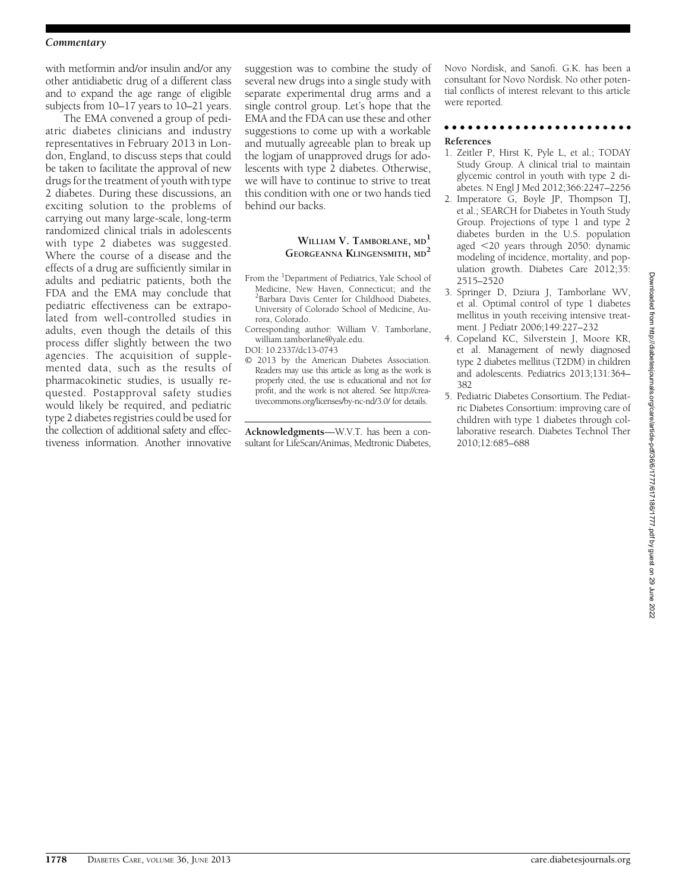with metformin and/or insulin and/or any other antidiabetic drug of a different class and to expand the age range of eligible subjects from 10–17 years to 10–21 years.

The EMA convened a group of pediatric diabetes clinicians and industry representatives in February 2013 in London, England, to discuss steps that could be taken to facilitate the approval of new drugs for the treatment of youth with type 2 diabetes. During these discussions, an exciting solution to the problems of carrying out many large-scale, long-term randomized clinical trials in adolescents with type 2 diabetes was suggested. Where the course of a disease and the effects of a drug are sufficiently similar in adults and pediatric patients, both the FDA and the EMA may conclude that pediatric effectiveness can be extrapolated from well-controlled studies in adults, even though the details of this process differ slightly between the two agencies. The acquisition of supplemented data, such as the results of pharmacokinetic studies, is usually requested. Postapproval safety studies would likely be required, and pediatric type 2 diabetes registries could be used for the collection of additional safety and effectiveness information. Another innovative suggestion was to combine the study of several new drugs into a single study with separate experimental drug arms and a single control group. Let's hope that the EMA and the FDA can use these and other suggestions to come up with a workable and mutually agreeable plan to break up the logjam of unapproved drugs for adolescents with type 2 diabetes. Otherwise, we will have to continue to strive to treat this condition with one or two hands tied behind our backs.

**WILLIAM V. TAMBORLANE, MD[1]**
**GEORGEANNA KLINGENSMITH, MD[2]**

From the [1]Department of Pediatrics, Yale School of Medicine, New Haven, Connecticut; and the [2]Barbara Davis Center for Childhood Diabetes, University of Colorado School of Medicine, Aurora, Colorado.

Corresponding author: William V. Tamborlane, william.tamborlane@yale.edu.

DOI: 10.2337/dc13-0743

© 2013 by the American Diabetes Association. Readers may use this article as long as the work is properly cited, the use is educational and not for profit, and the work is not altered. See http://creativecommons.org/licenses/by-nc-nd/3.0/ for details.

**Acknowledgments**—W.V.T. has been a consultant for LifeScan/Animas, Medtronic Diabetes, Novo Nordisk, and Sanofi. G.K. has been a consultant for Novo Nordisk. No other potential conflicts of interest relevant to this article were reported.

## References

1. Zeitler P, Hirst K, Pyle L, et al.; TODAY Study Group. A clinical trial to maintain glycemic control in youth with type 2 diabetes. N Engl J Med 2012;366:2247–2256
2. Imperatore G, Boyle JP, Thompson TJ, et al.; SEARCH for Diabetes in Youth Study Group. Projections of type 1 and type 2 diabetes burden in the U.S. population aged <20 years through 2050: dynamic modeling of incidence, mortality, and population growth. Diabetes Care 2012;35: 2515–2520
3. Springer D, Dziura J, Tamborlane WV, et al. Optimal control of type 1 diabetes mellitus in youth receiving intensive treatment. J Pediatr 2006;149:227–232
4. Copeland KC, Silverstein J, Moore KR, et al. Management of newly diagnosed type 2 diabetes mellitus (T2DM) in children and adolescents. Pediatrics 2013;131:364–382
5. Pediatric Diabetes Consortium. The Pediatric Diabetes Consortium: improving care of children with type 1 diabetes through collaborative research. Diabetes Technol Ther 2010;12:685–688